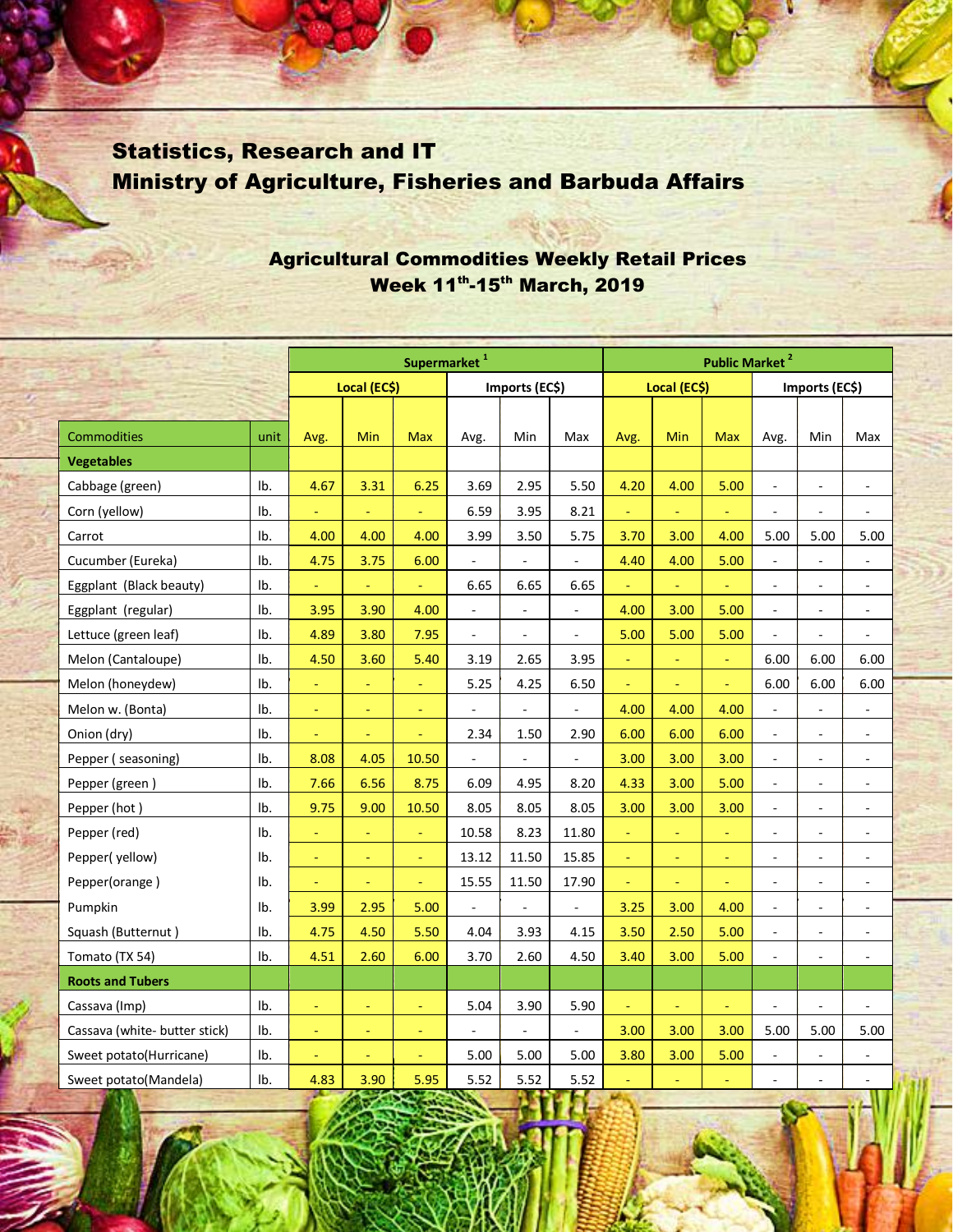## Statistics, Research and IT
## Ministry of Agriculture, Fisheries and Barbuda Affairs

### Agricultural Commodities Weekly Retail Prices
### Week 11th-15th March, 2019

| | | Supermarket [1] | | | | | | Public Market [2] | | | | | |
|---|---|---|---|---|---|---|---|---|---|---|---|---|---|
| | | Local (EC$) | | | Imports (EC$) | | | Local (EC$) | | | Imports (EC$) | | |
| Commodities | unit | Avg. | Min | Max | Avg. | Min | Max | Avg. | Min | Max | Avg. | Min | Max |
| **Vegetables** | | | | | | | | | | | | | |
| Cabbage (green) | lb. | 4.67 | 3.31 | 6.25 | 3.69 | 2.95 | 5.50 | 4.20 | 4.00 | 5.00 | - | - | - |
| Corn (yellow) | lb. | - | - | - | 6.59 | 3.95 | 8.21 | - | - | - | - | - | - |
| Carrot | lb. | 4.00 | 4.00 | 4.00 | 3.99 | 3.50 | 5.75 | 3.70 | 3.00 | 4.00 | 5.00 | 5.00 | 5.00 |
| Cucumber (Eureka) | lb. | 4.75 | 3.75 | 6.00 | - | - | - | 4.40 | 4.00 | 5.00 | - | - | - |
| Eggplant (Black beauty) | lb. | - | - | - | 6.65 | 6.65 | 6.65 | - | - | - | - | - | - |
| Eggplant (regular) | lb. | 3.95 | 3.90 | 4.00 | - | - | - | 4.00 | 3.00 | 5.00 | - | - | - |
| Lettuce (green leaf) | lb. | 4.89 | 3.80 | 7.95 | - | - | - | 5.00 | 5.00 | 5.00 | - | - | - |
| Melon (Cantaloupe) | lb. | 4.50 | 3.60 | 5.40 | 3.19 | 2.65 | 3.95 | - | - | - | 6.00 | 6.00 | 6.00 |
| Melon (honeydew) | lb. | - | - | - | 5.25 | 4.25 | 6.50 | - | - | - | 6.00 | 6.00 | 6.00 |
| Melon w. (Bonta) | lb. | - | - | - | - | - | - | 4.00 | 4.00 | 4.00 | - | - | - |
| Onion (dry) | lb. | - | - | - | 2.34 | 1.50 | 2.90 | 6.00 | 6.00 | 6.00 | - | - | - |
| Pepper ( seasoning) | lb. | 8.08 | 4.05 | 10.50 | - | - | - | 3.00 | 3.00 | 3.00 | - | - | - |
| Pepper (green ) | lb. | 7.66 | 6.56 | 8.75 | 6.09 | 4.95 | 8.20 | 4.33 | 3.00 | 5.00 | - | - | - |
| Pepper (hot ) | lb. | 9.75 | 9.00 | 10.50 | 8.05 | 8.05 | 8.05 | 3.00 | 3.00 | 3.00 | - | - | - |
| Pepper (red) | lb. | - | - | - | 10.58 | 8.23 | 11.80 | - | - | - | - | - | - |
| Pepper( yellow) | lb. | - | - | - | 13.12 | 11.50 | 15.85 | - | - | - | - | - | - |
| Pepper(orange ) | lb. | - | - | - | 15.55 | 11.50 | 17.90 | - | - | - | - | - | - |
| Pumpkin | lb. | 3.99 | 2.95 | 5.00 | - | - | - | 3.25 | 3.00 | 4.00 | - | - | - |
| Squash (Butternut ) | lb. | 4.75 | 4.50 | 5.50 | 4.04 | 3.93 | 4.15 | 3.50 | 2.50 | 5.00 | - | - | - |
| Tomato (TX 54) | lb. | 4.51 | 2.60 | 6.00 | 3.70 | 2.60 | 4.50 | 3.40 | 3.00 | 5.00 | - | - | - |
| **Roots and Tubers** | | | | | | | | | | | | | |
| Cassava (Imp) | lb. | - | - | - | 5.04 | 3.90 | 5.90 | - | - | - | - | - | - |
| Cassava (white- butter stick) | lb. | - | - | - | - | - | - | 3.00 | 3.00 | 3.00 | 5.00 | 5.00 | 5.00 |
| Sweet potato(Hurricane) | lb. | - | - | - | 5.00 | 5.00 | 5.00 | 3.80 | 3.00 | 5.00 | - | - | - |
| Sweet potato(Mandela) | lb. | 4.83 | 3.90 | 5.95 | 5.52 | 5.52 | 5.52 | - | - | - | - | - | - |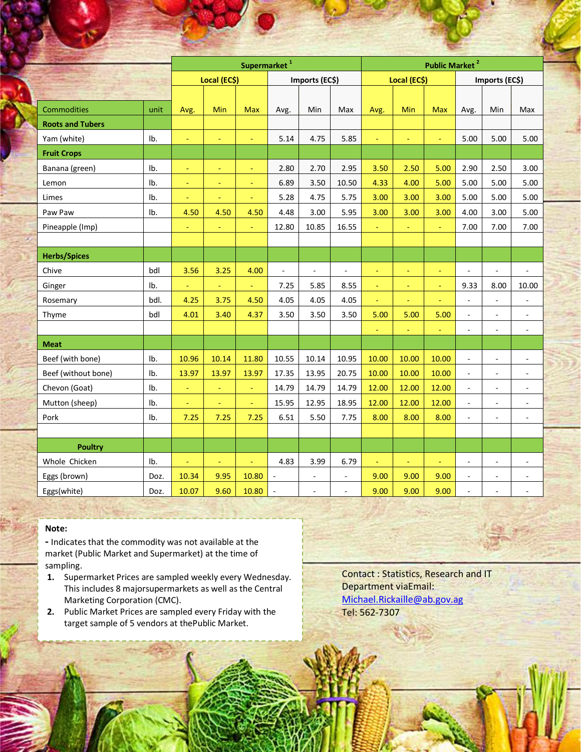| | | Supermarket [1] | | | | | | Public Market [2] | | | | | |
|---|---|---|---|---|---|---|---|---|---|---|---|---|---|
| | | Local (EC$) | | | Imports (EC$) | | | Local (EC$) | | | Imports (EC$) | | |
| Commodities | unit | Avg. | Min | Max | Avg. | Min | Max | Avg. | Min | Max | Avg. | Min | Max |
| **Roots and Tubers** | | | | | | | | | | | | | |
| Yam (white) | lb. | - | - | - | 5.14 | 4.75 | 5.85 | - | - | - | 5.00 | 5.00 | 5.00 |
| **Fruit Crops** | | | | | | | | | | | | | |
| Banana (green) | lb. | - | - | - | 2.80 | 2.70 | 2.95 | 3.50 | 2.50 | 5.00 | 2.90 | 2.50 | 3.00 |
| Lemon | lb. | - | - | - | 6.89 | 3.50 | 10.50 | 4.33 | 4.00 | 5.00 | 5.00 | 5.00 | 5.00 |
| Limes | lb. | - | - | - | 5.28 | 4.75 | 5.75 | 3.00 | 3.00 | 3.00 | 5.00 | 5.00 | 5.00 |
| Paw Paw | lb. | 4.50 | 4.50 | 4.50 | 4.48 | 3.00 | 5.95 | 3.00 | 3.00 | 3.00 | 4.00 | 3.00 | 5.00 |
| Pineapple (Imp) | | - | - | - | 12.80 | 10.85 | 16.55 | - | - | - | 7.00 | 7.00 | 7.00 |
| | | | | | | | | | | | | | |
| **Herbs/Spices** | | | | | | | | | | | | | |
| Chive | bdl | 3.56 | 3.25 | 4.00 | - | - | - | - | - | - | - | - | - |
| Ginger | lb. | - | - | - | 7.25 | 5.85 | 8.55 | - | - | - | 9.33 | 8.00 | 10.00 |
| Rosemary | bdl. | 4.25 | 3.75 | 4.50 | 4.05 | 4.05 | 4.05 | - | - | - | - | - | - |
| Thyme | bdl | 4.01 | 3.40 | 4.37 | 3.50 | 3.50 | 3.50 | 5.00 | 5.00 | 5.00 | - | - | - |
| | | | | | | | | - | - | - | - | - | - |
| **Meat** | | | | | | | | | | | | | |
| Beef (with bone) | lb. | 10.96 | 10.14 | 11.80 | 10.55 | 10.14 | 10.95 | 10.00 | 10.00 | 10.00 | - | - | - |
| Beef (without bone) | lb. | 13.97 | 13.97 | 13.97 | 17.35 | 13.95 | 20.75 | 10.00 | 10.00 | 10.00 | - | - | - |
| Chevon (Goat) | lb. | - | - | - | 14.79 | 14.79 | 14.79 | 12.00 | 12.00 | 12.00 | - | - | - |
| Mutton (sheep) | lb. | - | - | - | 15.95 | 12.95 | 18.95 | 12.00 | 12.00 | 12.00 | - | - | - |
| Pork | lb. | 7.25 | 7.25 | 7.25 | 6.51 | 5.50 | 7.75 | 8.00 | 8.00 | 8.00 | - | - | - |
| | | | | | | | | | | | | | |
| **Poultry** | | | | | | | | | | | | | |
| Whole Chicken | lb. | - | - | - | 4.83 | 3.99 | 6.79 | - | - | - | - | - | - |
| Eggs (brown) | Doz. | 10.34 | 9.95 | 10.80 | - | - | - | 9.00 | 9.00 | 9.00 | - | - | - |
| Eggs(white) | Doz. | 10.07 | 9.60 | 10.80 | - | - | - | 9.00 | 9.00 | 9.00 | - | - | - |

**Note:**

**-** Indicates that the commodity was not available at the market (Public Market and Supermarket) at the time of sampling.

1. Supermarket Prices are sampled weekly every Wednesday. This includes 8 majorsupermarkets as well as the Central Marketing Corporation (CMC).
2. Public Market Prices are sampled every Friday with the target sample of 5 vendors at thePublic Market.

Contact : Statistics, Research and IT Department viaEmail:
Michael.Rickaille@ab.gov.ag
Tel: 562-7307